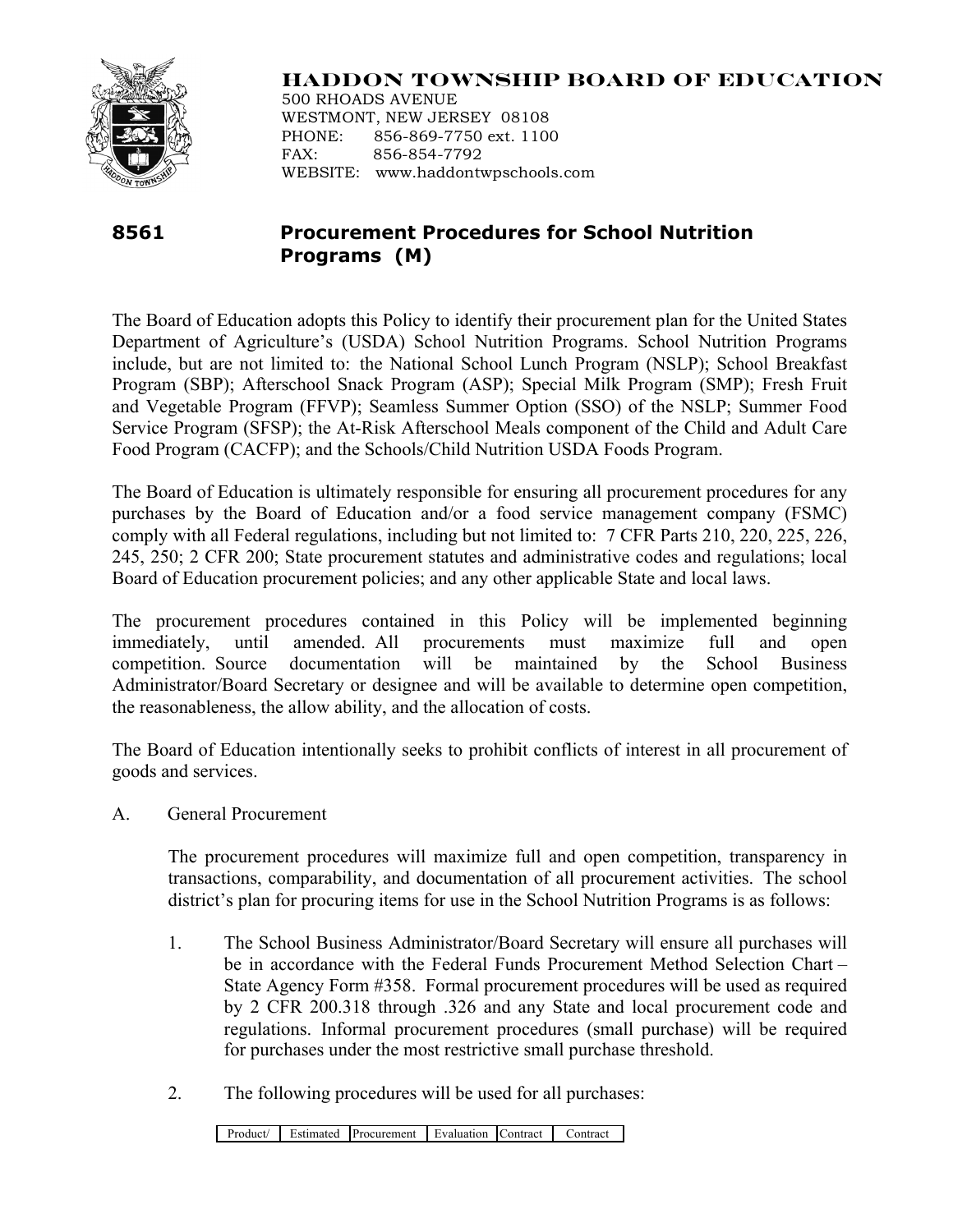# HADDON TOWNSHIP BOARD OF EDUCATION

500 RHOADS AVENUE
WESTMONT, NEW JERSEY 08108
PHONE: 856-869-7750 ext. 1100
FAX: 856-854-7792
WEBSITE: www.haddontwpschools.com

## 8561 Procurement Procedures for School Nutrition Programs (M)

The Board of Education adopts this Policy to identify their procurement plan for the United States Department of Agriculture's (USDA) School Nutrition Programs. School Nutrition Programs include, but are not limited to: the National School Lunch Program (NSLP); School Breakfast Program (SBP); Afterschool Snack Program (ASP); Special Milk Program (SMP); Fresh Fruit and Vegetable Program (FFVP); Seamless Summer Option (SSO) of the NSLP; Summer Food Service Program (SFSP); the At-Risk Afterschool Meals component of the Child and Adult Care Food Program (CACFP); and the Schools/Child Nutrition USDA Foods Program.

The Board of Education is ultimately responsible for ensuring all procurement procedures for any purchases by the Board of Education and/or a food service management company (FSMC) comply with all Federal regulations, including but not limited to: 7 CFR Parts 210, 220, 225, 226, 245, 250; 2 CFR 200; State procurement statutes and administrative codes and regulations; local Board of Education procurement policies; and any other applicable State and local laws.

The procurement procedures contained in this Policy will be implemented beginning immediately, until amended. All procurements must maximize full and open competition. Source documentation will be maintained by the School Business Administrator/Board Secretary or designee and will be available to determine open competition, the reasonableness, the allow ability, and the allocation of costs.

The Board of Education intentionally seeks to prohibit conflicts of interest in all procurement of goods and services.

A. General Procurement

The procurement procedures will maximize full and open competition, transparency in transactions, comparability, and documentation of all procurement activities. The school district's plan for procuring items for use in the School Nutrition Programs is as follows:

1. The School Business Administrator/Board Secretary will ensure all purchases will be in accordance with the Federal Funds Procurement Method Selection Chart – State Agency Form #358. Formal procurement procedures will be used as required by 2 CFR 200.318 through .326 and any State and local procurement code and regulations. Informal procurement procedures (small purchase) will be required for purchases under the most restrictive small purchase threshold.

2. The following procedures will be used for all purchases:

| Product/ | Estimated | Procurement | Evaluation | Contract | Contract |
|---|---|---|---|---|---|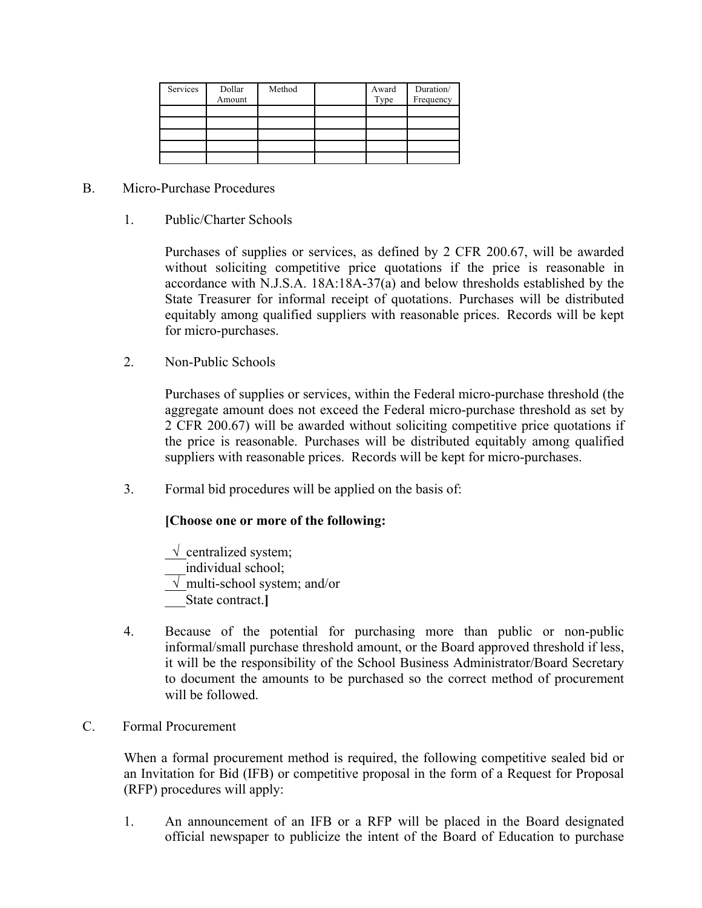| Services | Dollar Amount | Method | | Award Type | Duration/ Frequency |
|---|---|---|---|---|---|
| | | | | | |
| | | | | | |
| | | | | | |
| | | | | | |
| | | | | | |

B. Micro-Purchase Procedures

1. Public/Charter Schools

   Purchases of supplies or services, as defined by 2 CFR 200.67, will be awarded without soliciting competitive price quotations if the price is reasonable in accordance with N.J.S.A. 18A:18A-37(a) and below thresholds established by the State Treasurer for informal receipt of quotations. Purchases will be distributed equitably among qualified suppliers with reasonable prices. Records will be kept for micro-purchases.

2. Non-Public Schools

   Purchases of supplies or services, within the Federal micro-purchase threshold (the aggregate amount does not exceed the Federal micro-purchase threshold as set by 2 CFR 200.67) will be awarded without soliciting competitive price quotations if the price is reasonable. Purchases will be distributed equitably among qualified suppliers with reasonable prices. Records will be kept for micro-purchases.

3. Formal bid procedures will be applied on the basis of:

   **[Choose one or more of the following:**

   _√_ centralized system;
   ___ individual school;
   _√_ multi-school system; and/or
   ___ State contract.**]**

4. Because of the potential for purchasing more than public or non-public informal/small purchase threshold amount, or the Board approved threshold if less, it will be the responsibility of the School Business Administrator/Board Secretary to document the amounts to be purchased so the correct method of procurement will be followed.

C. Formal Procurement

   When a formal procurement method is required, the following competitive sealed bid or an Invitation for Bid (IFB) or competitive proposal in the form of a Request for Proposal (RFP) procedures will apply:

1. An announcement of an IFB or a RFP will be placed in the Board designated official newspaper to publicize the intent of the Board of Education to purchase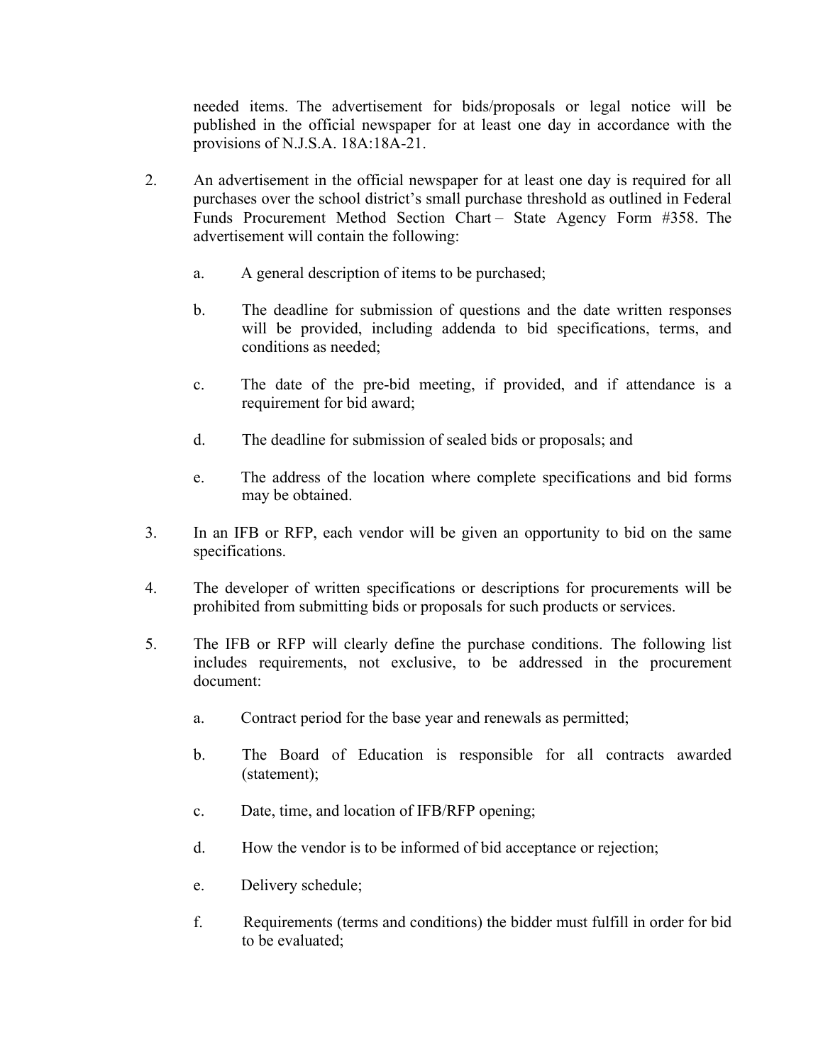needed items. The advertisement for bids/proposals or legal notice will be published in the official newspaper for at least one day in accordance with the provisions of N.J.S.A. 18A:18A-21.

2. An advertisement in the official newspaper for at least one day is required for all purchases over the school district's small purchase threshold as outlined in Federal Funds Procurement Method Section Chart – State Agency Form #358. The advertisement will contain the following:

   a. A general description of items to be purchased;

   b. The deadline for submission of questions and the date written responses will be provided, including addenda to bid specifications, terms, and conditions as needed;

   c. The date of the pre-bid meeting, if provided, and if attendance is a requirement for bid award;

   d. The deadline for submission of sealed bids or proposals; and

   e. The address of the location where complete specifications and bid forms may be obtained.

3. In an IFB or RFP, each vendor will be given an opportunity to bid on the same specifications.

4. The developer of written specifications or descriptions for procurements will be prohibited from submitting bids or proposals for such products or services.

5. The IFB or RFP will clearly define the purchase conditions. The following list includes requirements, not exclusive, to be addressed in the procurement document:

   a. Contract period for the base year and renewals as permitted;

   b. The Board of Education is responsible for all contracts awarded (statement);

   c. Date, time, and location of IFB/RFP opening;

   d. How the vendor is to be informed of bid acceptance or rejection;

   e. Delivery schedule;

   f. Requirements (terms and conditions) the bidder must fulfill in order for bid to be evaluated;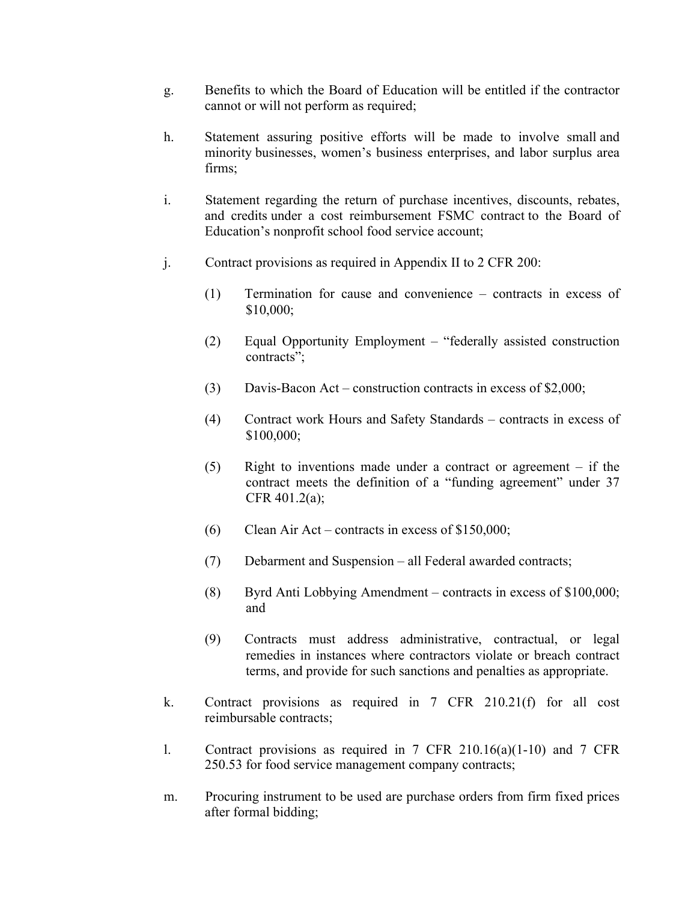g. Benefits to which the Board of Education will be entitled if the contractor cannot or will not perform as required;

h. Statement assuring positive efforts will be made to involve small and minority businesses, women's business enterprises, and labor surplus area firms;

i. Statement regarding the return of purchase incentives, discounts, rebates, and credits under a cost reimbursement FSMC contract to the Board of Education's nonprofit school food service account;

j. Contract provisions as required in Appendix II to 2 CFR 200:

   (1) Termination for cause and convenience – contracts in excess of $10,000;

   (2) Equal Opportunity Employment – "federally assisted construction contracts";

   (3) Davis-Bacon Act – construction contracts in excess of $2,000;

   (4) Contract work Hours and Safety Standards – contracts in excess of $100,000;

   (5) Right to inventions made under a contract or agreement – if the contract meets the definition of a "funding agreement" under 37 CFR 401.2(a);

   (6) Clean Air Act – contracts in excess of $150,000;

   (7) Debarment and Suspension – all Federal awarded contracts;

   (8) Byrd Anti Lobbying Amendment – contracts in excess of $100,000; and

   (9) Contracts must address administrative, contractual, or legal remedies in instances where contractors violate or breach contract terms, and provide for such sanctions and penalties as appropriate.

k. Contract provisions as required in 7 CFR 210.21(f) for all cost reimbursable contracts;

l. Contract provisions as required in 7 CFR 210.16(a)(1-10) and 7 CFR 250.53 for food service management company contracts;

m. Procuring instrument to be used are purchase orders from firm fixed prices after formal bidding;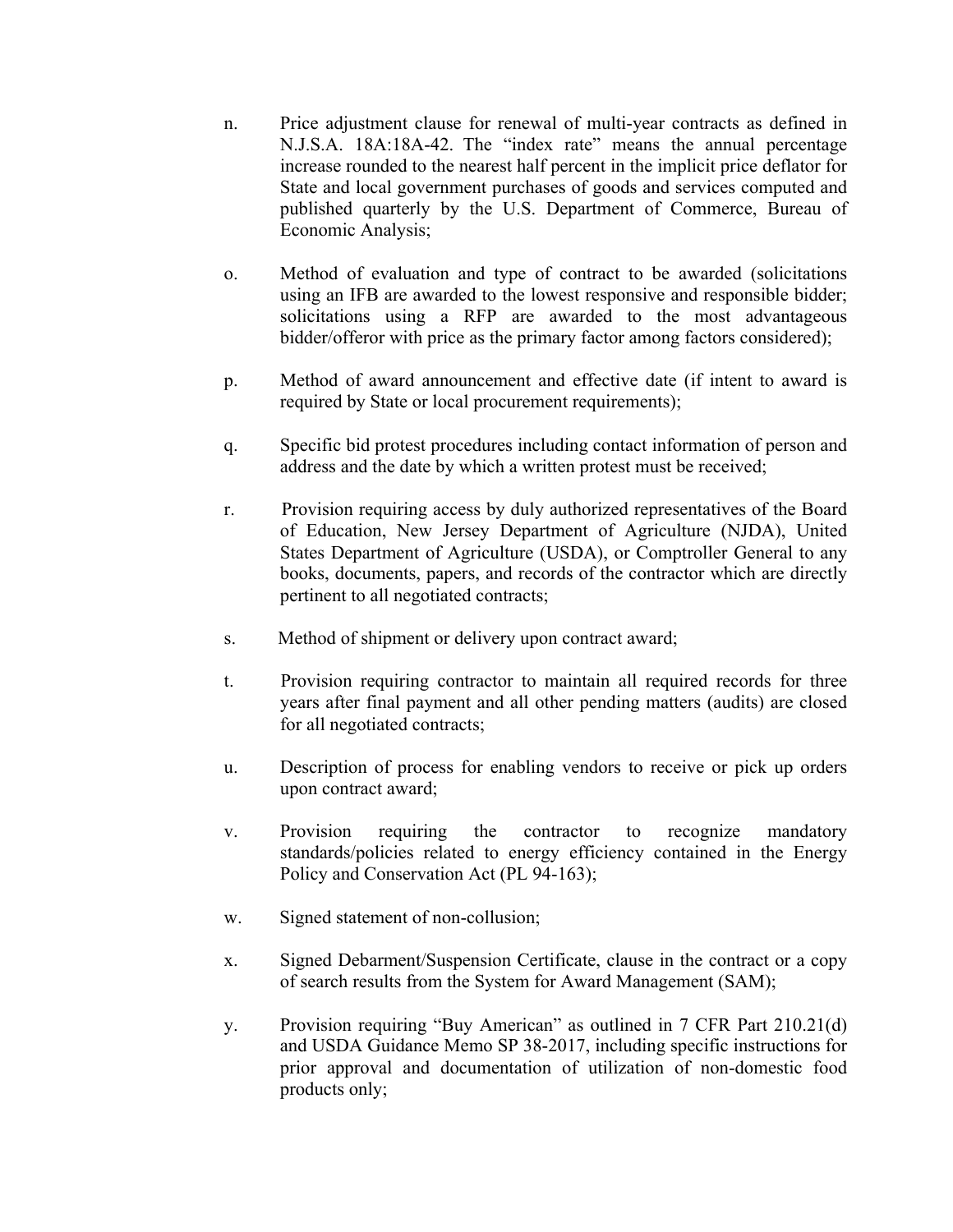n. Price adjustment clause for renewal of multi-year contracts as defined in N.J.S.A. 18A:18A-42. The "index rate" means the annual percentage increase rounded to the nearest half percent in the implicit price deflator for State and local government purchases of goods and services computed and published quarterly by the U.S. Department of Commerce, Bureau of Economic Analysis;

o. Method of evaluation and type of contract to be awarded (solicitations using an IFB are awarded to the lowest responsive and responsible bidder; solicitations using a RFP are awarded to the most advantageous bidder/offeror with price as the primary factor among factors considered);

p. Method of award announcement and effective date (if intent to award is required by State or local procurement requirements);

q. Specific bid protest procedures including contact information of person and address and the date by which a written protest must be received;

r. Provision requiring access by duly authorized representatives of the Board of Education, New Jersey Department of Agriculture (NJDA), United States Department of Agriculture (USDA), or Comptroller General to any books, documents, papers, and records of the contractor which are directly pertinent to all negotiated contracts;

s. Method of shipment or delivery upon contract award;

t. Provision requiring contractor to maintain all required records for three years after final payment and all other pending matters (audits) are closed for all negotiated contracts;

u. Description of process for enabling vendors to receive or pick up orders upon contract award;

v. Provision requiring the contractor to recognize mandatory standards/policies related to energy efficiency contained in the Energy Policy and Conservation Act (PL 94-163);

w. Signed statement of non-collusion;

x. Signed Debarment/Suspension Certificate, clause in the contract or a copy of search results from the System for Award Management (SAM);

y. Provision requiring "Buy American" as outlined in 7 CFR Part 210.21(d) and USDA Guidance Memo SP 38-2017, including specific instructions for prior approval and documentation of utilization of non-domestic food products only;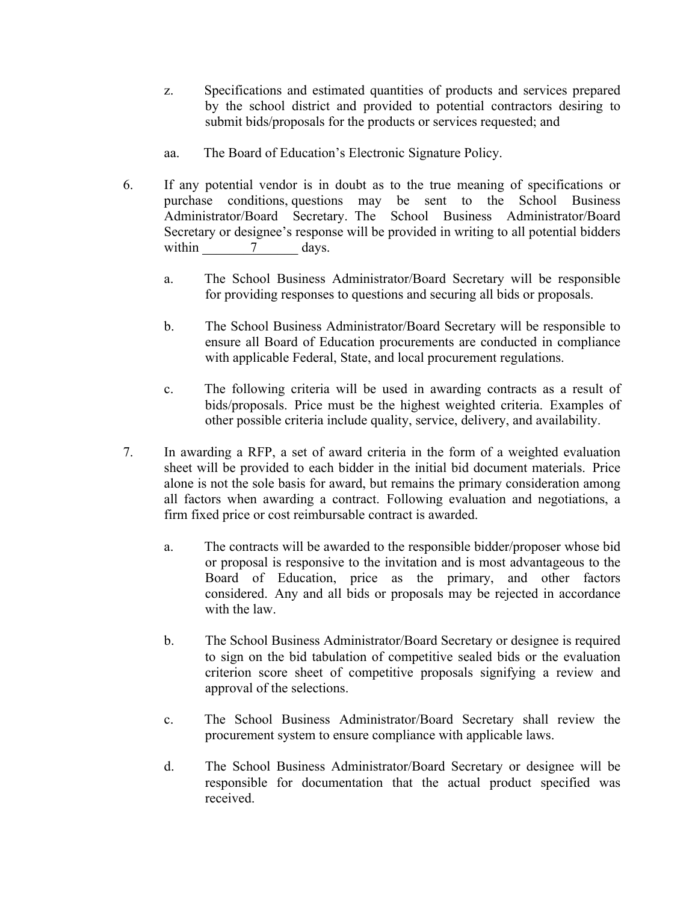z. Specifications and estimated quantities of products and services prepared by the school district and provided to potential contractors desiring to submit bids/proposals for the products or services requested; and

aa. The Board of Education's Electronic Signature Policy.

6. If any potential vendor is in doubt as to the true meaning of specifications or purchase conditions, questions may be sent to the School Business Administrator/Board Secretary. The School Business Administrator/Board Secretary or designee's response will be provided in writing to all potential bidders within ____7____ days.

   a. The School Business Administrator/Board Secretary will be responsible for providing responses to questions and securing all bids or proposals.

   b. The School Business Administrator/Board Secretary will be responsible to ensure all Board of Education procurements are conducted in compliance with applicable Federal, State, and local procurement regulations.

   c. The following criteria will be used in awarding contracts as a result of bids/proposals. Price must be the highest weighted criteria. Examples of other possible criteria include quality, service, delivery, and availability.

7. In awarding a RFP, a set of award criteria in the form of a weighted evaluation sheet will be provided to each bidder in the initial bid document materials. Price alone is not the sole basis for award, but remains the primary consideration among all factors when awarding a contract. Following evaluation and negotiations, a firm fixed price or cost reimbursable contract is awarded.

   a. The contracts will be awarded to the responsible bidder/proposer whose bid or proposal is responsive to the invitation and is most advantageous to the Board of Education, price as the primary, and other factors considered. Any and all bids or proposals may be rejected in accordance with the law.

   b. The School Business Administrator/Board Secretary or designee is required to sign on the bid tabulation of competitive sealed bids or the evaluation criterion score sheet of competitive proposals signifying a review and approval of the selections.

   c. The School Business Administrator/Board Secretary shall review the procurement system to ensure compliance with applicable laws.

   d. The School Business Administrator/Board Secretary or designee will be responsible for documentation that the actual product specified was received.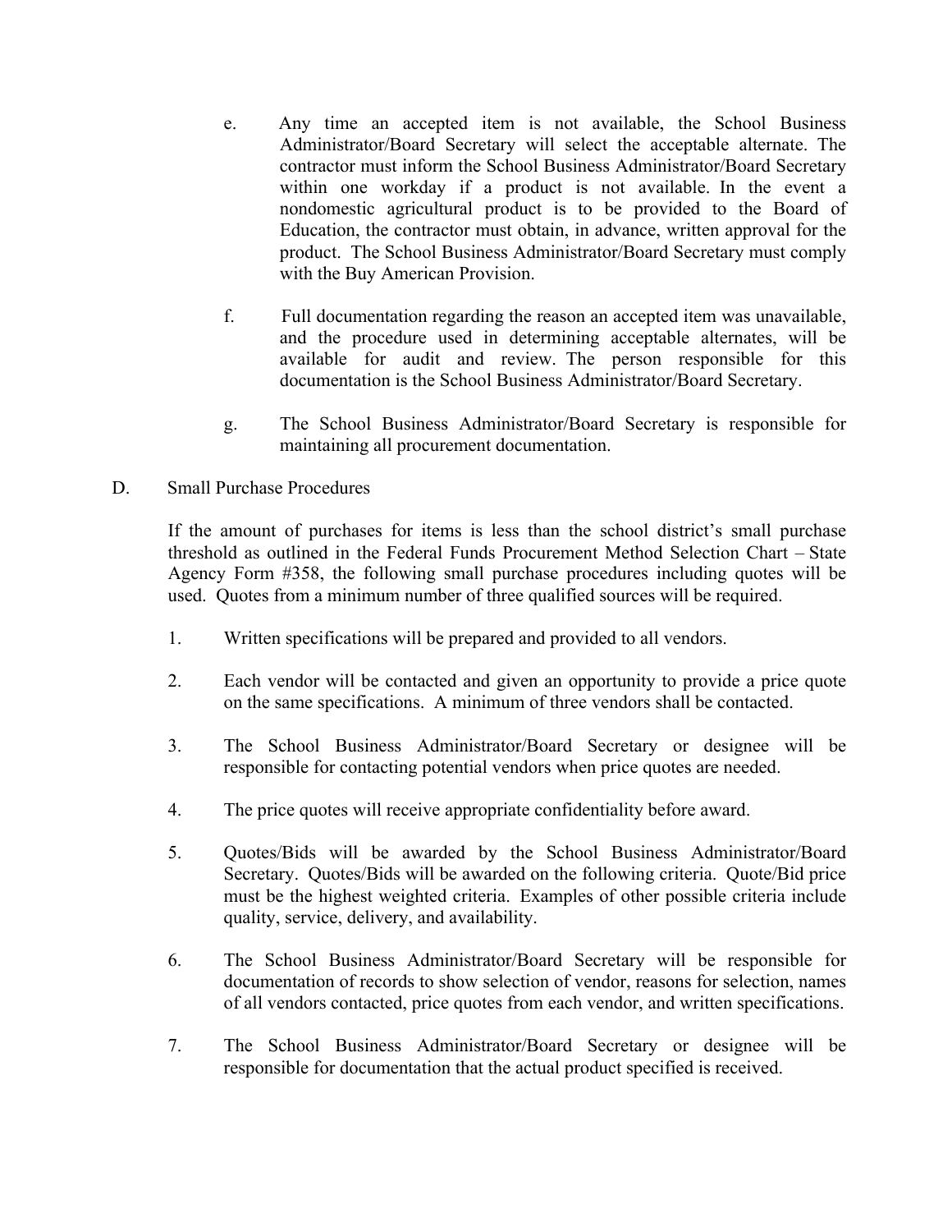e. Any time an accepted item is not available, the School Business Administrator/Board Secretary will select the acceptable alternate. The contractor must inform the School Business Administrator/Board Secretary within one workday if a product is not available. In the event a nondomestic agricultural product is to be provided to the Board of Education, the contractor must obtain, in advance, written approval for the product. The School Business Administrator/Board Secretary must comply with the Buy American Provision.

f. Full documentation regarding the reason an accepted item was unavailable, and the procedure used in determining acceptable alternates, will be available for audit and review. The person responsible for this documentation is the School Business Administrator/Board Secretary.

g. The School Business Administrator/Board Secretary is responsible for maintaining all procurement documentation.

D. Small Purchase Procedures

If the amount of purchases for items is less than the school district's small purchase threshold as outlined in the Federal Funds Procurement Method Selection Chart – State Agency Form #358, the following small purchase procedures including quotes will be used. Quotes from a minimum number of three qualified sources will be required.

1. Written specifications will be prepared and provided to all vendors.

2. Each vendor will be contacted and given an opportunity to provide a price quote on the same specifications. A minimum of three vendors shall be contacted.

3. The School Business Administrator/Board Secretary or designee will be responsible for contacting potential vendors when price quotes are needed.

4. The price quotes will receive appropriate confidentiality before award.

5. Quotes/Bids will be awarded by the School Business Administrator/Board Secretary. Quotes/Bids will be awarded on the following criteria. Quote/Bid price must be the highest weighted criteria. Examples of other possible criteria include quality, service, delivery, and availability.

6. The School Business Administrator/Board Secretary will be responsible for documentation of records to show selection of vendor, reasons for selection, names of all vendors contacted, price quotes from each vendor, and written specifications.

7. The School Business Administrator/Board Secretary or designee will be responsible for documentation that the actual product specified is received.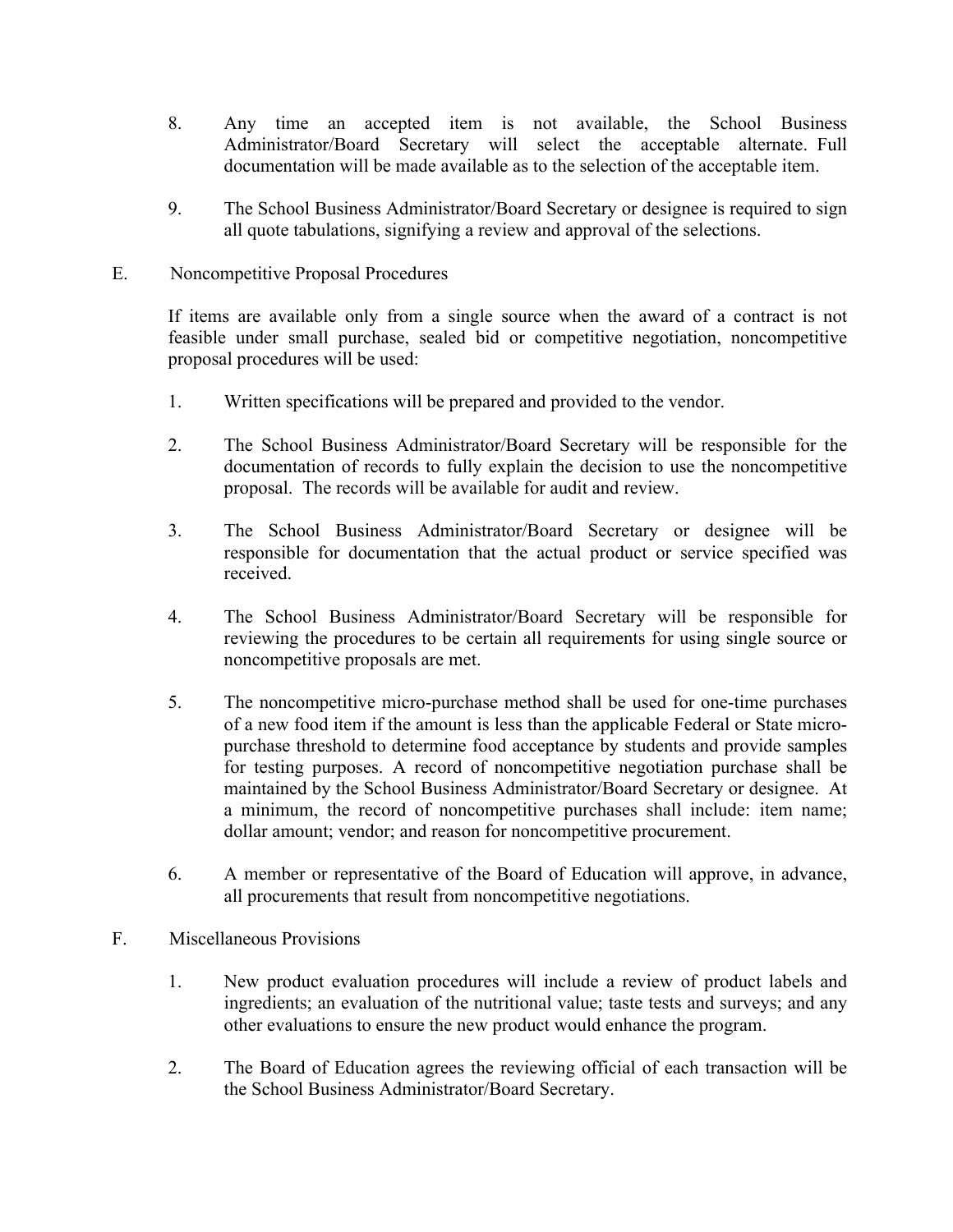8. Any time an accepted item is not available, the School Business Administrator/Board Secretary will select the acceptable alternate. Full documentation will be made available as to the selection of the acceptable item.

9. The School Business Administrator/Board Secretary or designee is required to sign all quote tabulations, signifying a review and approval of the selections.

E. Noncompetitive Proposal Procedures

If items are available only from a single source when the award of a contract is not feasible under small purchase, sealed bid or competitive negotiation, noncompetitive proposal procedures will be used:

1. Written specifications will be prepared and provided to the vendor.

2. The School Business Administrator/Board Secretary will be responsible for the documentation of records to fully explain the decision to use the noncompetitive proposal. The records will be available for audit and review.

3. The School Business Administrator/Board Secretary or designee will be responsible for documentation that the actual product or service specified was received.

4. The School Business Administrator/Board Secretary will be responsible for reviewing the procedures to be certain all requirements for using single source or noncompetitive proposals are met.

5. The noncompetitive micro-purchase method shall be used for one-time purchases of a new food item if the amount is less than the applicable Federal or State micro-purchase threshold to determine food acceptance by students and provide samples for testing purposes. A record of noncompetitive negotiation purchase shall be maintained by the School Business Administrator/Board Secretary or designee. At a minimum, the record of noncompetitive purchases shall include: item name; dollar amount; vendor; and reason for noncompetitive procurement.

6. A member or representative of the Board of Education will approve, in advance, all procurements that result from noncompetitive negotiations.

F. Miscellaneous Provisions

1. New product evaluation procedures will include a review of product labels and ingredients; an evaluation of the nutritional value; taste tests and surveys; and any other evaluations to ensure the new product would enhance the program.

2. The Board of Education agrees the reviewing official of each transaction will be the School Business Administrator/Board Secretary.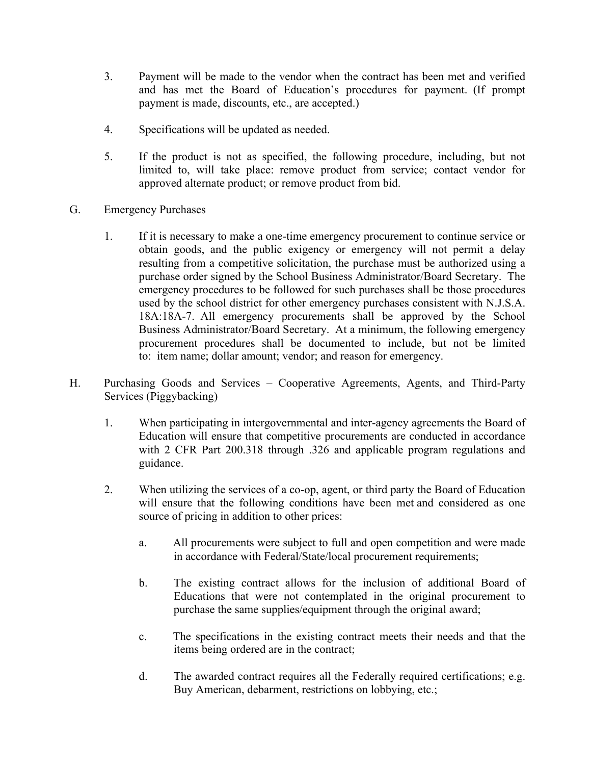3. Payment will be made to the vendor when the contract has been met and verified and has met the Board of Education's procedures for payment. (If prompt payment is made, discounts, etc., are accepted.)

4. Specifications will be updated as needed.

5. If the product is not as specified, the following procedure, including, but not limited to, will take place: remove product from service; contact vendor for approved alternate product; or remove product from bid.

G. Emergency Purchases

1. If it is necessary to make a one-time emergency procurement to continue service or obtain goods, and the public exigency or emergency will not permit a delay resulting from a competitive solicitation, the purchase must be authorized using a purchase order signed by the School Business Administrator/Board Secretary. The emergency procedures to be followed for such purchases shall be those procedures used by the school district for other emergency purchases consistent with N.J.S.A. 18A:18A-7. All emergency procurements shall be approved by the School Business Administrator/Board Secretary. At a minimum, the following emergency procurement procedures shall be documented to include, but not be limited to: item name; dollar amount; vendor; and reason for emergency.

H. Purchasing Goods and Services – Cooperative Agreements, Agents, and Third-Party Services (Piggybacking)

1. When participating in intergovernmental and inter-agency agreements the Board of Education will ensure that competitive procurements are conducted in accordance with 2 CFR Part 200.318 through .326 and applicable program regulations and guidance.

2. When utilizing the services of a co-op, agent, or third party the Board of Education will ensure that the following conditions have been met and considered as one source of pricing in addition to other prices:

   a. All procurements were subject to full and open competition and were made in accordance with Federal/State/local procurement requirements;

   b. The existing contract allows for the inclusion of additional Board of Educations that were not contemplated in the original procurement to purchase the same supplies/equipment through the original award;

   c. The specifications in the existing contract meets their needs and that the items being ordered are in the contract;

   d. The awarded contract requires all the Federally required certifications; e.g. Buy American, debarment, restrictions on lobbying, etc.;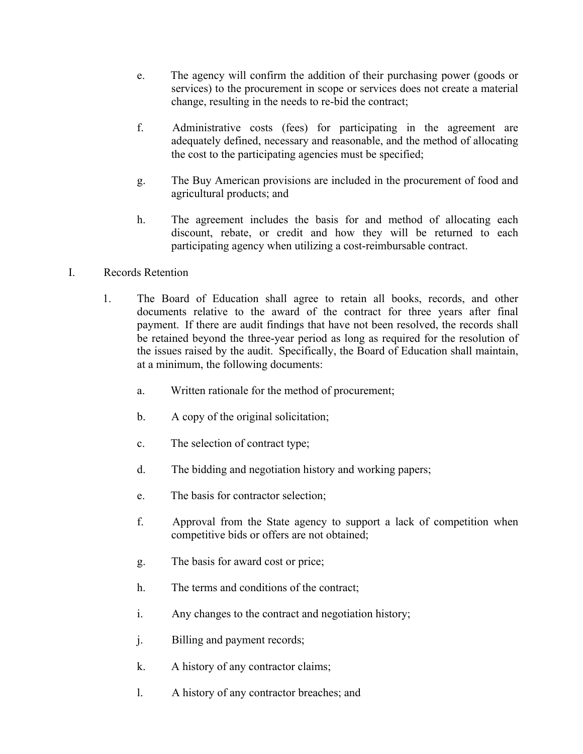e. The agency will confirm the addition of their purchasing power (goods or services) to the procurement in scope or services does not create a material change, resulting in the needs to re-bid the contract;

f. Administrative costs (fees) for participating in the agreement are adequately defined, necessary and reasonable, and the method of allocating the cost to the participating agencies must be specified;

g. The Buy American provisions are included in the procurement of food and agricultural products; and

h. The agreement includes the basis for and method of allocating each discount, rebate, or credit and how they will be returned to each participating agency when utilizing a cost-reimbursable contract.

I. Records Retention

1. The Board of Education shall agree to retain all books, records, and other documents relative to the award of the contract for three years after final payment. If there are audit findings that have not been resolved, the records shall be retained beyond the three-year period as long as required for the resolution of the issues raised by the audit. Specifically, the Board of Education shall maintain, at a minimum, the following documents:

   a. Written rationale for the method of procurement;

   b. A copy of the original solicitation;

   c. The selection of contract type;

   d. The bidding and negotiation history and working papers;

   e. The basis for contractor selection;

   f. Approval from the State agency to support a lack of competition when competitive bids or offers are not obtained;

   g. The basis for award cost or price;

   h. The terms and conditions of the contract;

   i. Any changes to the contract and negotiation history;

   j. Billing and payment records;

   k. A history of any contractor claims;

   l. A history of any contractor breaches; and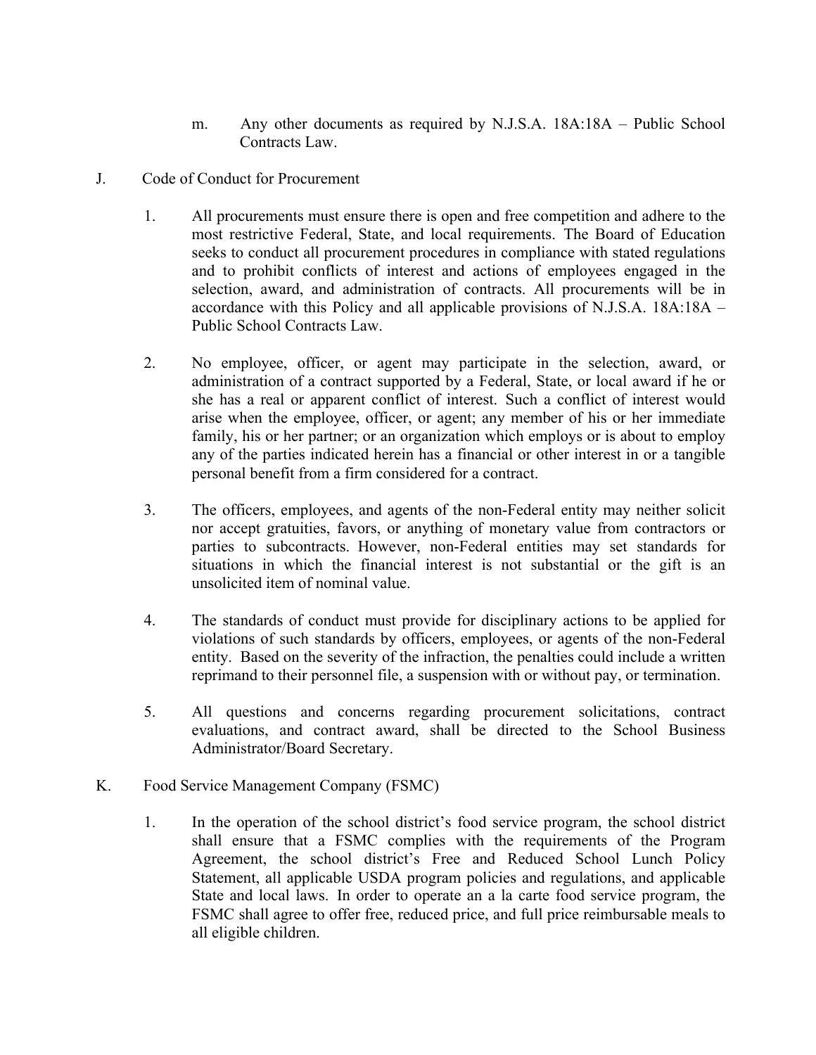m. Any other documents as required by N.J.S.A. 18A:18A – Public School Contracts Law.

J. Code of Conduct for Procurement

1. All procurements must ensure there is open and free competition and adhere to the most restrictive Federal, State, and local requirements. The Board of Education seeks to conduct all procurement procedures in compliance with stated regulations and to prohibit conflicts of interest and actions of employees engaged in the selection, award, and administration of contracts. All procurements will be in accordance with this Policy and all applicable provisions of N.J.S.A. 18A:18A – Public School Contracts Law.

2. No employee, officer, or agent may participate in the selection, award, or administration of a contract supported by a Federal, State, or local award if he or she has a real or apparent conflict of interest. Such a conflict of interest would arise when the employee, officer, or agent; any member of his or her immediate family, his or her partner; or an organization which employs or is about to employ any of the parties indicated herein has a financial or other interest in or a tangible personal benefit from a firm considered for a contract.

3. The officers, employees, and agents of the non-Federal entity may neither solicit nor accept gratuities, favors, or anything of monetary value from contractors or parties to subcontracts. However, non-Federal entities may set standards for situations in which the financial interest is not substantial or the gift is an unsolicited item of nominal value.

4. The standards of conduct must provide for disciplinary actions to be applied for violations of such standards by officers, employees, or agents of the non-Federal entity. Based on the severity of the infraction, the penalties could include a written reprimand to their personnel file, a suspension with or without pay, or termination.

5. All questions and concerns regarding procurement solicitations, contract evaluations, and contract award, shall be directed to the School Business Administrator/Board Secretary.

K. Food Service Management Company (FSMC)

1. In the operation of the school district's food service program, the school district shall ensure that a FSMC complies with the requirements of the Program Agreement, the school district's Free and Reduced School Lunch Policy Statement, all applicable USDA program policies and regulations, and applicable State and local laws. In order to operate an a la carte food service program, the FSMC shall agree to offer free, reduced price, and full price reimbursable meals to all eligible children.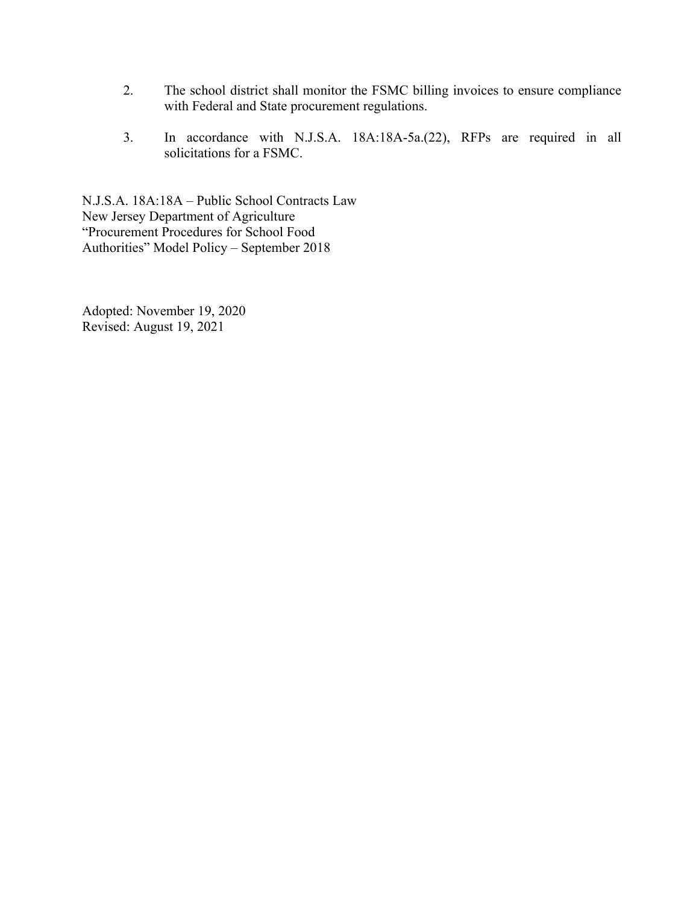2. The school district shall monitor the FSMC billing invoices to ensure compliance with Federal and State procurement regulations.

3. In accordance with N.J.S.A. 18A:18A-5a.(22), RFPs are required in all solicitations for a FSMC.

N.J.S.A. 18A:18A – Public School Contracts Law
New Jersey Department of Agriculture
"Procurement Procedures for School Food
Authorities" Model Policy – September 2018

Adopted: November 19, 2020
Revised: August 19, 2021